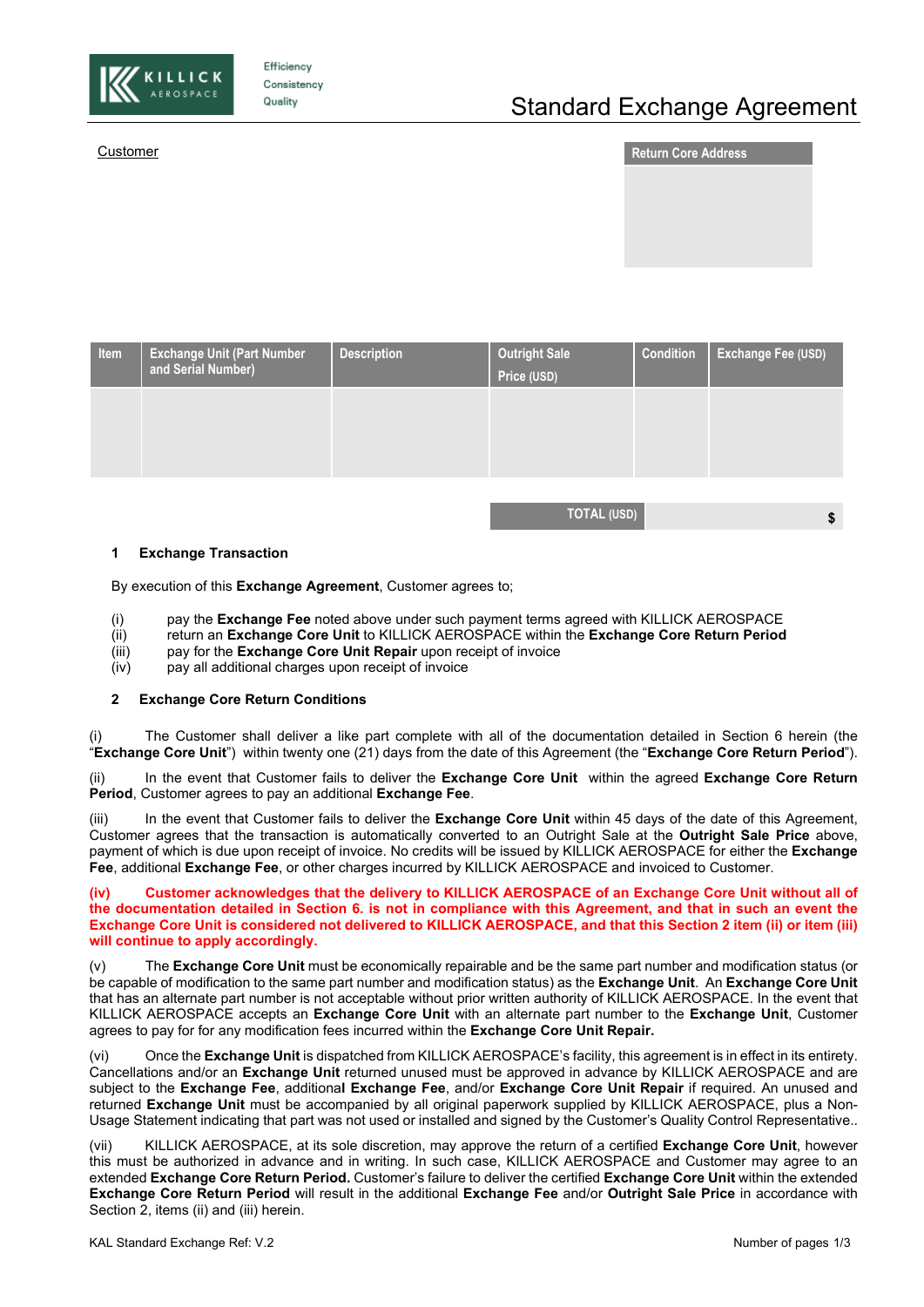KILLICK AEROSPACE

Efficiency
Consistency
Quality

# Standard Exchange Agreement

Customer

| Return Core Address |
|---|
| |

| Item | Exchange Unit (Part Number and Serial Number) | Description | Outright Sale Price (USD) | Condition | Exchange Fee (USD) |
|---|---|---|---|---|---|
| | | | | | |

| TOTAL (USD) | $ |
|---|---|

## 1 Exchange Transaction

By execution of this **Exchange Agreement**, Customer agrees to;

(i) pay the **Exchange Fee** noted above under such payment terms agreed with KILLICK AEROSPACE
(ii) return an **Exchange Core Unit** to KILLICK AEROSPACE within the **Exchange Core Return Period**
(iii) pay for the **Exchange Core Unit Repair** upon receipt of invoice
(iv) pay all additional charges upon receipt of invoice

## 2 Exchange Core Return Conditions

(i) The Customer shall deliver a like part complete with all of the documentation detailed in Section 6 herein (the "**Exchange Core Unit**") within twenty one (21) days from the date of this Agreement (the "**Exchange Core Return Period**").

(ii) In the event that Customer fails to deliver the **Exchange Core Unit** within the agreed **Exchange Core Return Period**, Customer agrees to pay an additional **Exchange Fee**.

(iii) In the event that Customer fails to deliver the **Exchange Core Unit** within 45 days of the date of this Agreement, Customer agrees that the transaction is automatically converted to an Outright Sale at the **Outright Sale Price** above, payment of which is due upon receipt of invoice. No credits will be issued by KILLICK AEROSPACE for either the **Exchange Fee**, additional **Exchange Fee**, or other charges incurred by KILLICK AEROSPACE and invoiced to Customer.

**(iv) Customer acknowledges that the delivery to KILLICK AEROSPACE of an Exchange Core Unit without all of the documentation detailed in Section 6. is not in compliance with this Agreement, and that in such an event the Exchange Core Unit is considered not delivered to KILLICK AEROSPACE, and that this Section 2 item (ii) or item (iii) will continue to apply accordingly.**

(v) The **Exchange Core Unit** must be economically repairable and be the same part number and modification status (or be capable of modification to the same part number and modification status) as the **Exchange Unit**. An **Exchange Core Unit** that has an alternate part number is not acceptable without prior written authority of KILLICK AEROSPACE. In the event that KILLICK AEROSPACE accepts an **Exchange Core Unit** with an alternate part number to the **Exchange Unit**, Customer agrees to pay for for any modification fees incurred within the **Exchange Core Unit Repair.**

(vi) Once the **Exchange Unit** is dispatched from KILLICK AEROSPACE's facility, this agreement is in effect in its entirety. Cancellations and/or an **Exchange Unit** returned unused must be approved in advance by KILLICK AEROSPACE and are subject to the **Exchange Fee**, additional **Exchange Fee**, and/or **Exchange Core Unit Repair** if required. An unused and returned **Exchange Unit** must be accompanied by all original paperwork supplied by KILLICK AEROSPACE, plus a Non-Usage Statement indicating that part was not used or installed and signed by the Customer's Quality Control Representative..

(vii) KILLICK AEROSPACE, at its sole discretion, may approve the return of a certified **Exchange Core Unit**, however this must be authorized in advance and in writing. In such case, KILLICK AEROSPACE and Customer may agree to an extended **Exchange Core Return Period.** Customer's failure to deliver the certified **Exchange Core Unit** within the extended **Exchange Core Return Period** will result in the additional **Exchange Fee** and/or **Outright Sale Price** in accordance with Section 2, items (ii) and (iii) herein.

KAL Standard Exchange Ref: V.2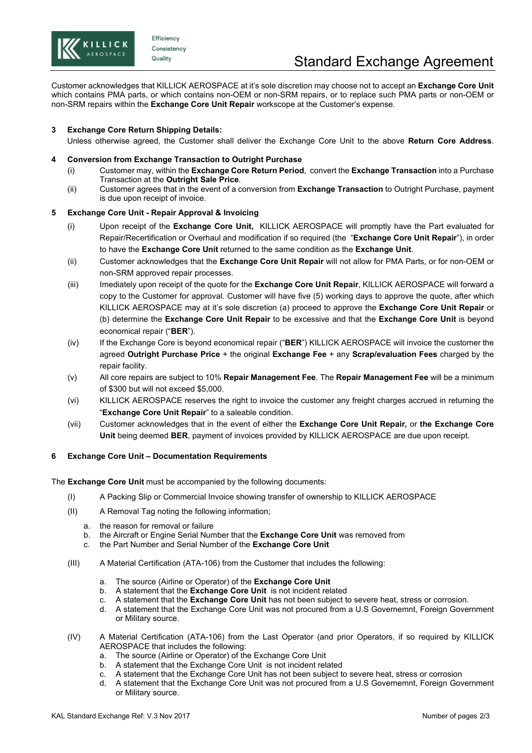Customer acknowledges that KILLICK AEROSPACE at it's sole discretion may choose not to accept an **Exchange Core Unit** which contains PMA parts, or which contains non-OEM or non-SRM repairs, or to replace such PMA parts or non-OEM or non-SRM repairs within the **Exchange Core Unit Repair** workscope at the Customer's expense.

**3 Exchange Core Return Shipping Details:**

Unless otherwise agreed, the Customer shall deliver the Exchange Core Unit to the above **Return Core Address**.

**4 Conversion from Exchange Transaction to Outright Purchase**

(i) Customer may, within the **Exchange Core Return Period**, convert the **Exchange Transaction** into a Purchase Transaction at the **Outright Sale Price**.

(ii) Customer agrees that in the event of a conversion from **Exchange Transaction** to Outright Purchase, payment is due upon receipt of invoice.

**5 Exchange Core Unit - Repair Approval & Invoicing**

(i) Upon receipt of the **Exchange Core Unit,** KILLICK AEROSPACE will promptly have the Part evaluated for Repair/Recertification or Overhaul and modification if so required (the "**Exchange Core Unit Repair**"), in order to have the **Exchange Core Unit** returned to the same condition as the **Exchange Unit**.

(ii) Customer acknowledges that the **Exchange Core Unit Repair** will not allow for PMA Parts, or for non-OEM or non-SRM approved repair processes.

(iii) Imediately upon receipt of the quote for the **Exchange Core Unit Repair**, KILLICK AEROSPACE will forward a copy to the Customer for approval. Customer will have five (5) working days to approve the quote, after which KILLICK AEROSPACE may at it's sole discretion (a) proceed to approve the **Exchange Core Unit Repair** or (b) determine the **Exchange Core Unit Repair** to be excessive and that the **Exchange Core Unit** is beyond economical repair ("**BER**").

(iv) If the Exchange Core is beyond economical repair ("**BER**") KILLICK AEROSPACE will invoice the customer the agreed **Outright Purchase Price** + the original **Exchange Fee** + any **Scrap/evaluation Fees** charged by the repair facility.

(v) All core repairs are subject to 10% **Repair Management Fee**. The **Repair Management Fee** will be a minimum of $300 but will not exceed $5,000.

(vi) KILLICK AEROSPACE reserves the right to invoice the customer any freight charges accrued in returning the "**Exchange Core Unit Repair**" to a saleable condition.

(vii) Customer acknowledges that in the event of either the **Exchange Core Unit Repair,** or **the Exchange Core Unit** being deemed **BER**, payment of invoices provided by KILLICK AEROSPACE are due upon receipt.

**6 Exchange Core Unit – Documentation Requirements**

The **Exchange Core Unit** must be accompanied by the following documents:

(I) A Packing Slip or Commercial Invoice showing transfer of ownership to KILLICK AEROSPACE

(II) A Removal Tag noting the following information;

a. the reason for removal or failure
b. the Aircraft or Engine Serial Number that the **Exchange Core Unit** was removed from
c. the Part Number and Serial Number of the **Exchange Core Unit**

(III) A Material Certification (ATA-106) from the Customer that includes the following:

a. The source (Airline or Operator) of the **Exchange Core Unit**
b. A statement that the **Exchange Core Unit** is not incident related
c. A statement that the **Exchange Core Unit** has not been subject to severe heat, stress or corrosion.
d. A statement that the Exchange Core Unit was not procured from a U.S Governemnt, Foreign Government or Military source.

(IV) A Material Certification (ATA-106) from the Last Operator (and prior Operators, if so required by KILLICK AEROSPACE that includes the following:

a. The source (Airline or Operator) of the Exchange Core Unit
b. A statement that the Exchange Core Unit is not incident related
c. A statement that the Exchange Core Unit has not been subject to severe heat, stress or corrosion
d. A statement that the Exchange Core Unit was not procured from a U.S Governemnt, Foreign Government or Military source.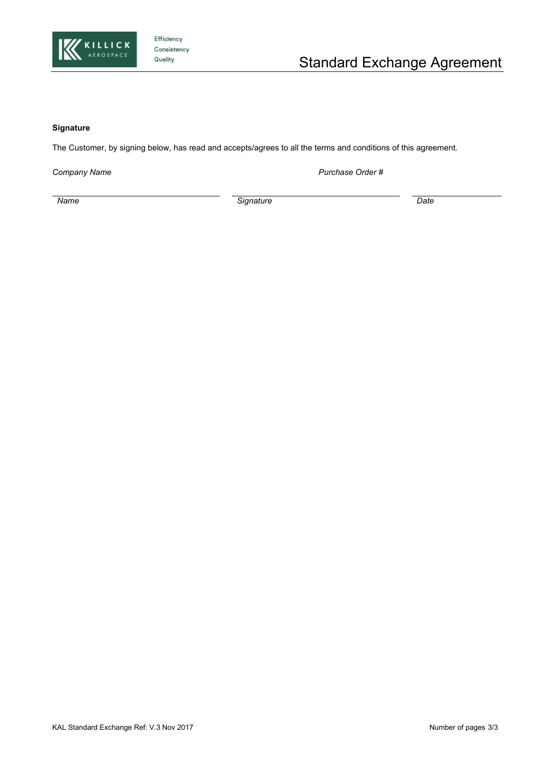**Signature**

The Customer, by signing below, has read and accepts/agrees to all the terms and conditions of this agreement.

*Company Name* *Purchase Order #*

| | | |
|---|---|---|
| *Name* | *Signature* | *Date* |